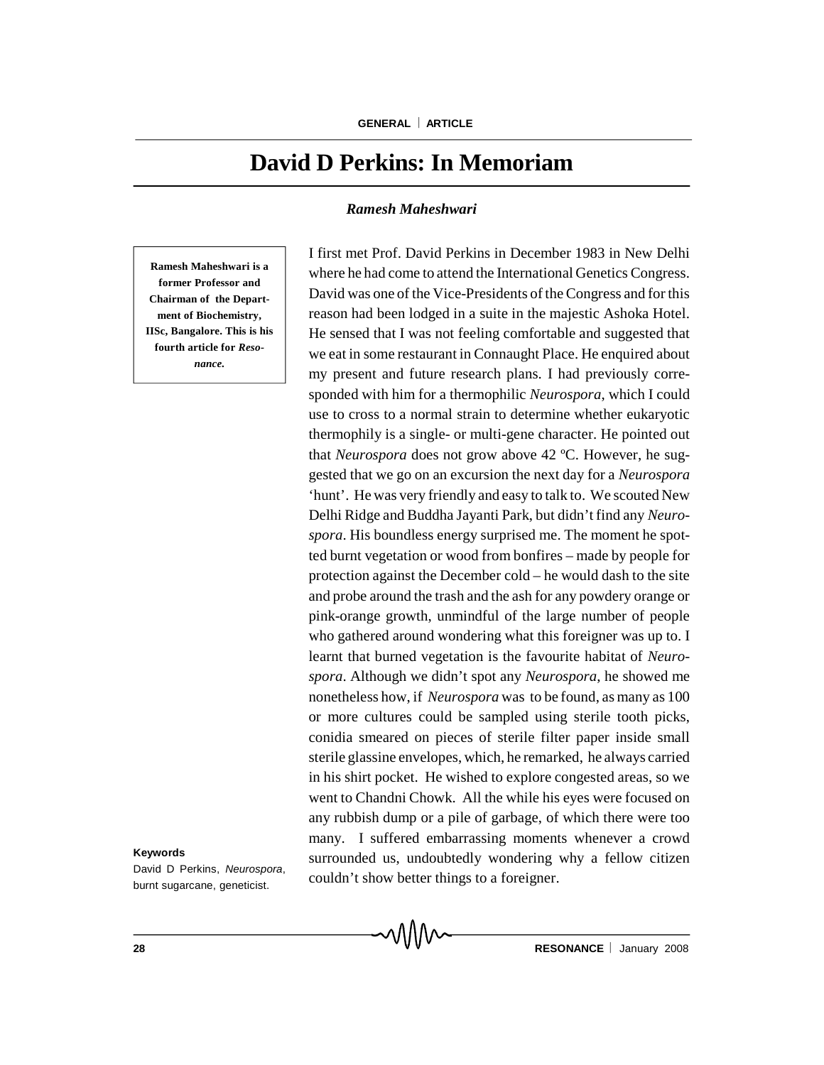# David D Perkins: In Memoriam

***Ramesh Maheshwari***

**Ramesh Maheshwari is a former Professor and Chairman of the Department of Biochemistry, IISc, Bangalore. This is his fourth article for *Resonance*.**

I first met Prof. David Perkins in December 1983 in New Delhi where he had come to attend the International Genetics Congress. David was one of the Vice-Presidents of the Congress and for this reason had been lodged in a suite in the majestic Ashoka Hotel. He sensed that I was not feeling comfortable and suggested that we eat in some restaurant in Connaught Place. He enquired about my present and future research plans. I had previously corresponded with him for a thermophilic *Neurospora*, which I could use to cross to a normal strain to determine whether eukaryotic thermophily is a single- or multi-gene character. He pointed out that *Neurospora* does not grow above 42 ºC. However, he suggested that we go on an excursion the next day for a *Neurospora* 'hunt'. He was very friendly and easy to talk to. We scouted New Delhi Ridge and Buddha Jayanti Park, but didn't find any *Neurospora*. His boundless energy surprised me. The moment he spotted burnt vegetation or wood from bonfires – made by people for protection against the December cold – he would dash to the site and probe around the trash and the ash for any powdery orange or pink-orange growth, unmindful of the large number of people who gathered around wondering what this foreigner was up to. I learnt that burned vegetation is the favourite habitat of *Neurospora*. Although we didn't spot any *Neurospora*, he showed me nonetheless how, if *Neurospora* was to be found, as many as 100 or more cultures could be sampled using sterile tooth picks, conidia smeared on pieces of sterile filter paper inside small sterile glassine envelopes, which, he remarked, he always carried in his shirt pocket. He wished to explore congested areas, so we went to Chandni Chowk. All the while his eyes were focused on any rubbish dump or a pile of garbage, of which there were too many. I suffered embarrassing moments whenever a crowd surrounded us, undoubtedly wondering why a fellow citizen couldn't show better things to a foreigner.

**Keywords**

David D Perkins, *Neurospora*, burnt sugarcane, geneticist.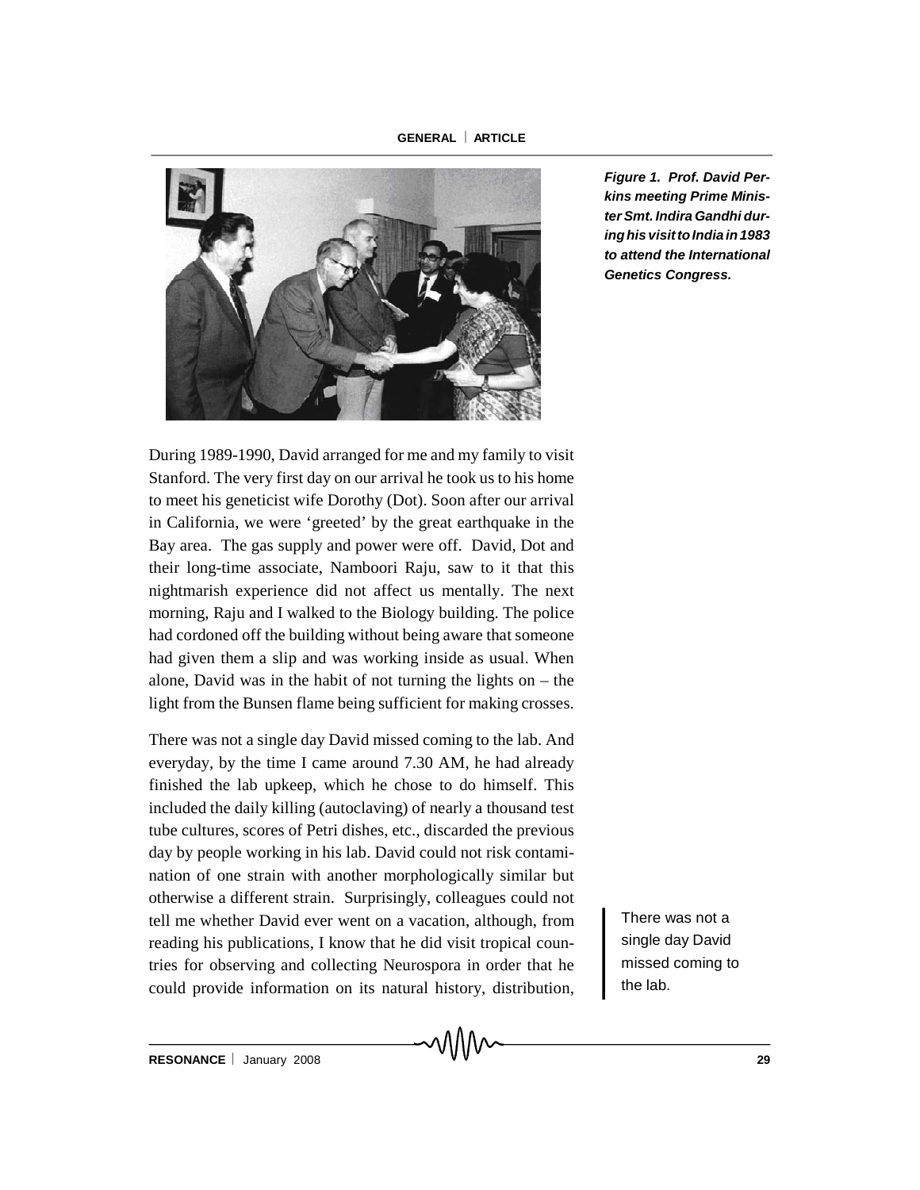*Figure 1. Prof. David Perkins meeting Prime Minister Smt. Indira Gandhi during his visit to India in 1983 to attend the International Genetics Congress.*

During 1989-1990, David arranged for me and my family to visit Stanford. The very first day on our arrival he took us to his home to meet his geneticist wife Dorothy (Dot). Soon after our arrival in California, we were 'greeted' by the great earthquake in the Bay area. The gas supply and power were off. David, Dot and their long-time associate, Namboori Raju, saw to it that this nightmarish experience did not affect us mentally. The next morning, Raju and I walked to the Biology building. The police had cordoned off the building without being aware that someone had given them a slip and was working inside as usual. When alone, David was in the habit of not turning the lights on – the light from the Bunsen flame being sufficient for making crosses.

There was not a single day David missed coming to the lab. And everyday, by the time I came around 7.30 AM, he had already finished the lab upkeep, which he chose to do himself. This included the daily killing (autoclaving) of nearly a thousand test tube cultures, scores of Petri dishes, etc., discarded the previous day by people working in his lab. David could not risk contamination of one strain with another morphologically similar but otherwise a different strain. Surprisingly, colleagues could not tell me whether David ever went on a vacation, although, from reading his publications, I know that he did visit tropical countries for observing and collecting Neurospora in order that he could provide information on its natural history, distribution,

> There was not a single day David missed coming to the lab.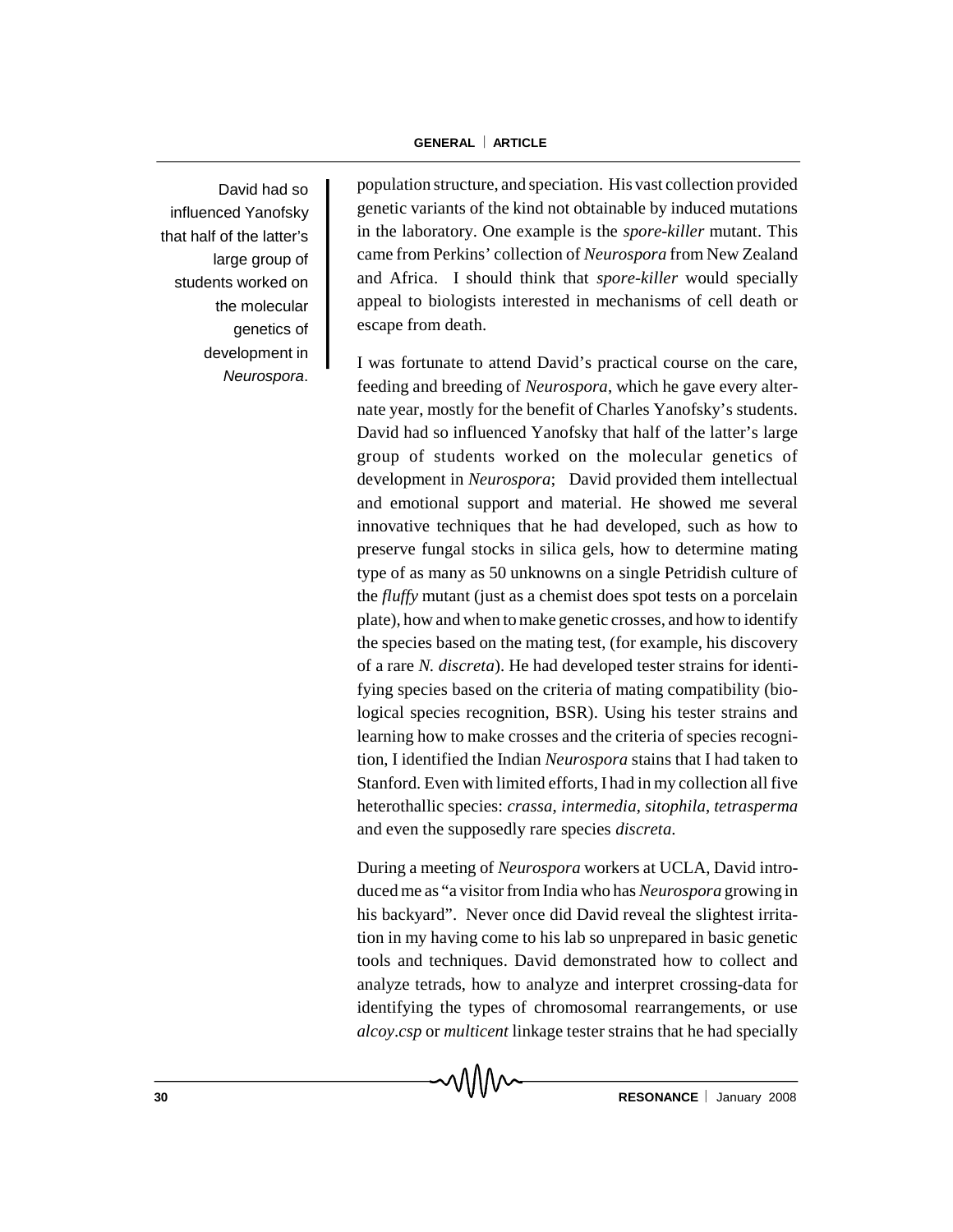population structure, and speciation. His vast collection provided genetic variants of the kind not obtainable by induced mutations in the laboratory. One example is the *spore-killer* mutant. This came from Perkins' collection of *Neurospora* from New Zealand and Africa. I should think that *spore-killer* would specially appeal to biologists interested in mechanisms of cell death or escape from death.

> David had so influenced Yanofsky that half of the latter's large group of students worked on the molecular genetics of development in *Neurospora*.

I was fortunate to attend David's practical course on the care, feeding and breeding of *Neurospora*, which he gave every alternate year, mostly for the benefit of Charles Yanofsky's students. David had so influenced Yanofsky that half of the latter's large group of students worked on the molecular genetics of development in *Neurospora*; David provided them intellectual and emotional support and material. He showed me several innovative techniques that he had developed, such as how to preserve fungal stocks in silica gels, how to determine mating type of as many as 50 unknowns on a single Petridish culture of the *fluffy* mutant (just as a chemist does spot tests on a porcelain plate), how and when to make genetic crosses, and how to identify the species based on the mating test, (for example, his discovery of a rare *N. discreta*). He had developed tester strains for identifying species based on the criteria of mating compatibility (biological species recognition, BSR). Using his tester strains and learning how to make crosses and the criteria of species recognition, I identified the Indian *Neurospora* stains that I had taken to Stanford. Even with limited efforts, I had in my collection all five heterothallic species: *crassa*, *intermedia*, *sitophila*, *tetrasperma* and even the supposedly rare species *discreta*.

During a meeting of *Neurospora* workers at UCLA, David introduced me as "a visitor from India who has *Neurospora* growing in his backyard". Never once did David reveal the slightest irritation in my having come to his lab so unprepared in basic genetic tools and techniques. David demonstrated how to collect and analyze tetrads, how to analyze and interpret crossing-data for identifying the types of chromosomal rearrangements, or use *alcoy*.*csp* or *multicent* linkage tester strains that he had specially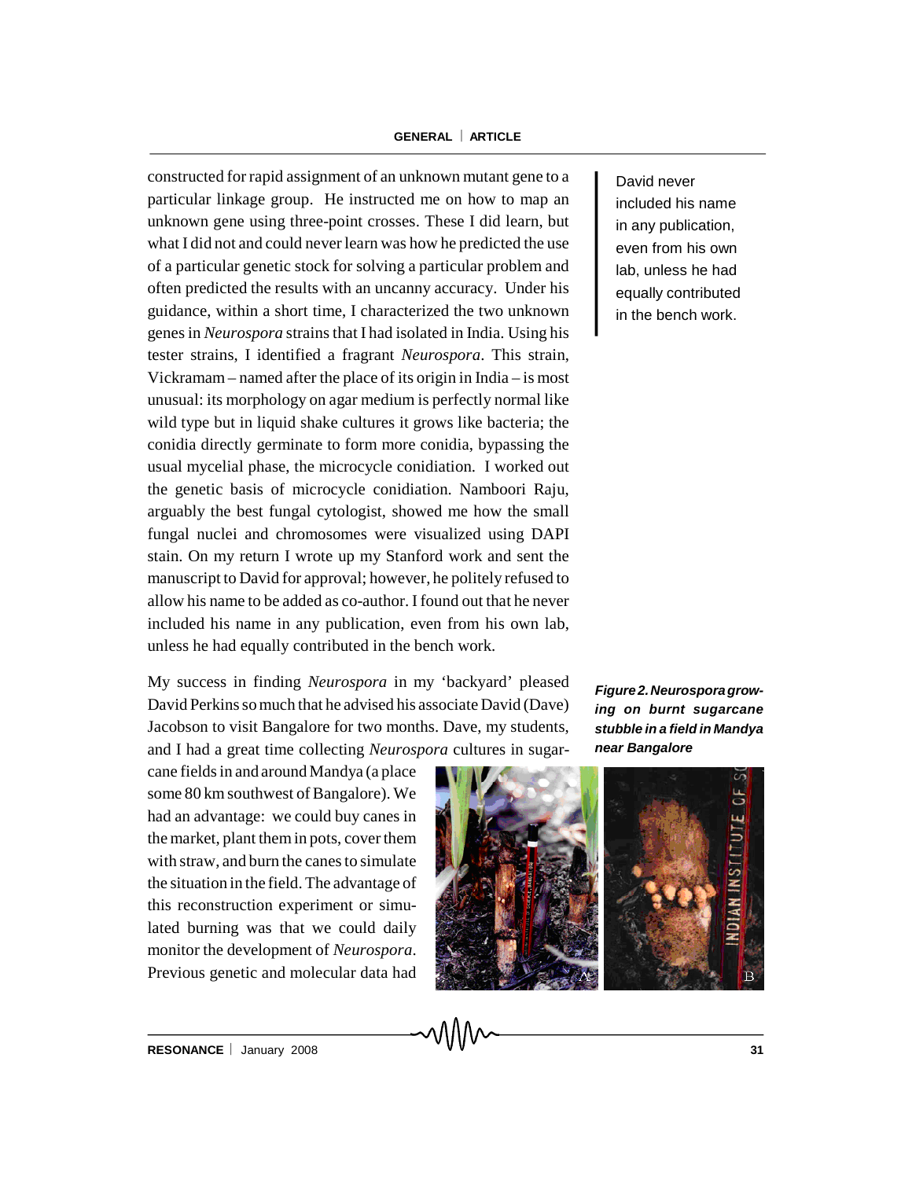constructed for rapid assignment of an unknown mutant gene to a particular linkage group. He instructed me on how to map an unknown gene using three-point crosses. These I did learn, but what I did not and could never learn was how he predicted the use of a particular genetic stock for solving a particular problem and often predicted the results with an uncanny accuracy. Under his guidance, within a short time, I characterized the two unknown genes in *Neurospora* strains that I had isolated in India. Using his tester strains, I identified a fragrant *Neurospora*. This strain, Vickramam – named after the place of its origin in India – is most unusual: its morphology on agar medium is perfectly normal like wild type but in liquid shake cultures it grows like bacteria; the conidia directly germinate to form more conidia, bypassing the usual mycelial phase, the microcycle conidiation. I worked out the genetic basis of microcycle conidiation. Namboori Raju, arguably the best fungal cytologist, showed me how the small fungal nuclei and chromosomes were visualized using DAPI stain. On my return I wrote up my Stanford work and sent the manuscript to David for approval; however, he politely refused to allow his name to be added as co-author. I found out that he never included his name in any publication, even from his own lab, unless he had equally contributed in the bench work.

David never included his name in any publication, even from his own lab, unless he had equally contributed in the bench work.

My success in finding *Neurospora* in my 'backyard' pleased David Perkins so much that he advised his associate David (Dave) Jacobson to visit Bangalore for two months. Dave, my students, and I had a great time collecting *Neurospora* cultures in sugarcane fields in and around Mandya (a place some 80 km southwest of Bangalore). We had an advantage: we could buy canes in the market, plant them in pots, cover them with straw, and burn the canes to simulate the situation in the field. The advantage of this reconstruction experiment or simulated burning was that we could daily monitor the development of *Neurospora*. Previous genetic and molecular data had

***Figure 2. Neurospora growing on burnt sugarcane stubble in a field in Mandya near Bangalore***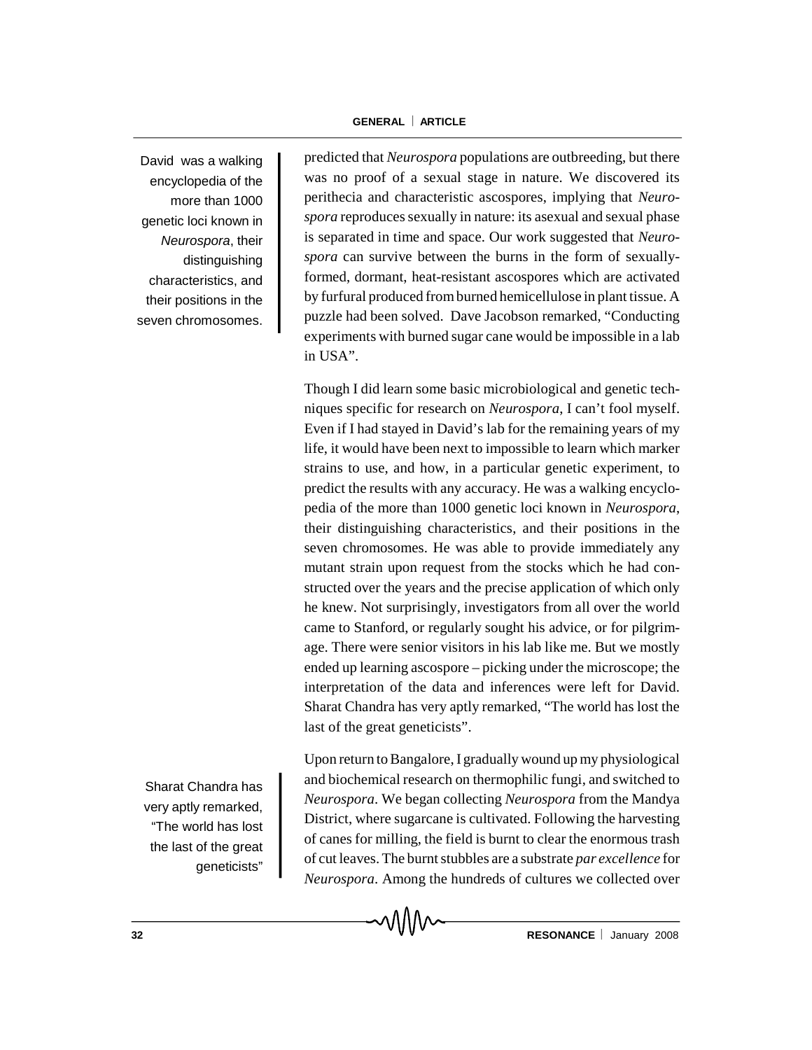predicted that *Neurospora* populations are outbreeding, but there was no proof of a sexual stage in nature. We discovered its perithecia and characteristic ascospores, implying that *Neurospora* reproduces sexually in nature: its asexual and sexual phase is separated in time and space. Our work suggested that *Neurospora* can survive between the burns in the form of sexually-formed, dormant, heat-resistant ascospores which are activated by furfural produced from burned hemicellulose in plant tissue. A puzzle had been solved. Dave Jacobson remarked, "Conducting experiments with burned sugar cane would be impossible in a lab in USA".

Though I did learn some basic microbiological and genetic techniques specific for research on *Neurospora*, I can't fool myself. Even if I had stayed in David's lab for the remaining years of my life, it would have been next to impossible to learn which marker strains to use, and how, in a particular genetic experiment, to predict the results with any accuracy. He was a walking encyclopedia of the more than 1000 genetic loci known in *Neurospora*, their distinguishing characteristics, and their positions in the seven chromosomes. He was able to provide immediately any mutant strain upon request from the stocks which he had constructed over the years and the precise application of which only he knew. Not surprisingly, investigators from all over the world came to Stanford, or regularly sought his advice, or for pilgrimage. There were senior visitors in his lab like me. But we mostly ended up learning ascospore – picking under the microscope; the interpretation of the data and inferences were left for David. Sharat Chandra has very aptly remarked, "The world has lost the last of the great geneticists".

> David was a walking encyclopedia of the more than 1000 genetic loci known in *Neurospora*, their distinguishing characteristics, and their positions in the seven chromosomes.

> Sharat Chandra has very aptly remarked, "The world has lost the last of the great geneticists"

Upon return to Bangalore, I gradually wound up my physiological and biochemical research on thermophilic fungi, and switched to *Neurospora*. We began collecting *Neurospora* from the Mandya District, where sugarcane is cultivated. Following the harvesting of canes for milling, the field is burnt to clear the enormous trash of cut leaves. The burnt stubbles are a substrate *par excellence* for *Neurospora*. Among the hundreds of cultures we collected over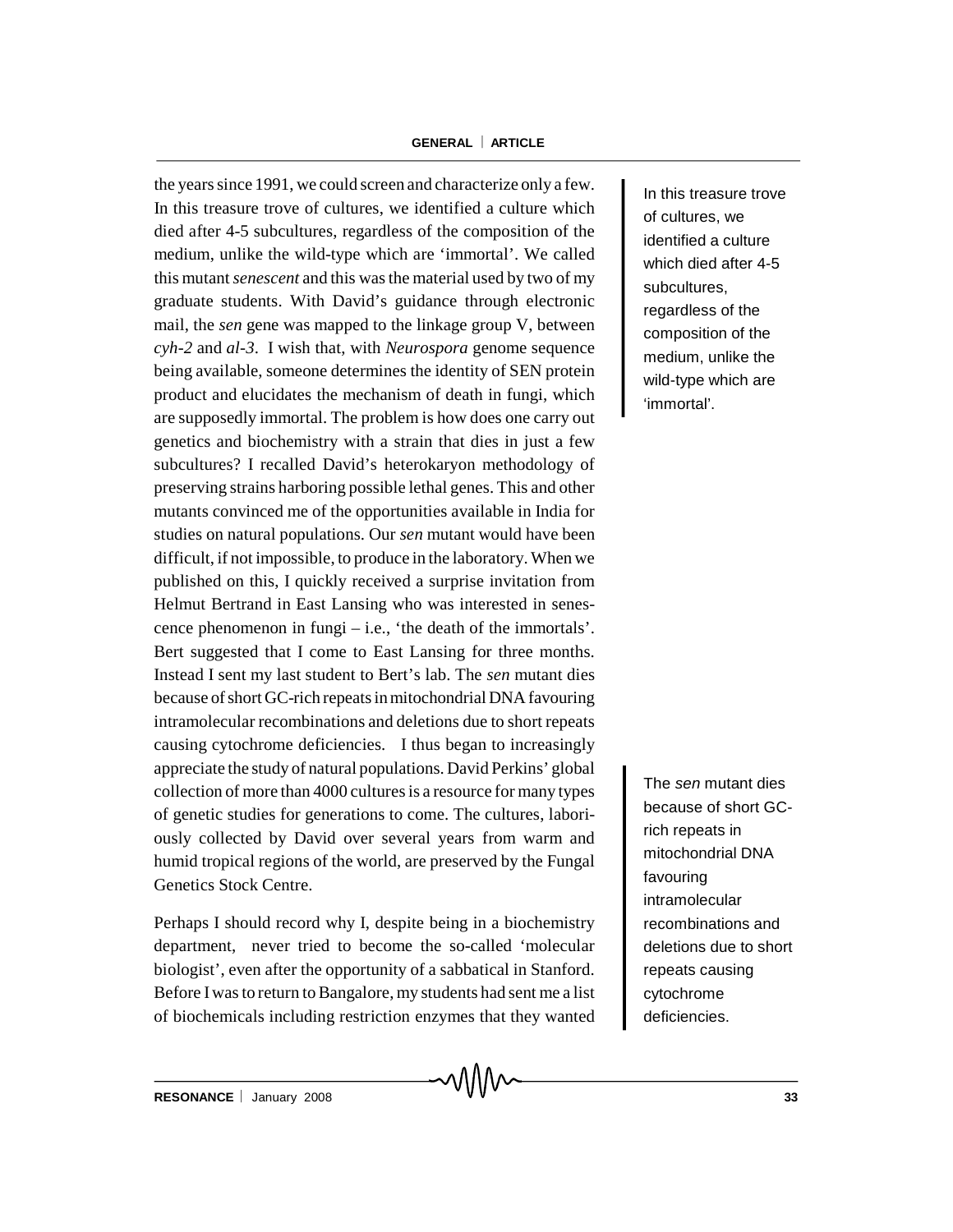the years since 1991, we could screen and characterize only a few. In this treasure trove of cultures, we identified a culture which died after 4-5 subcultures, regardless of the composition of the medium, unlike the wild-type which are 'immortal'. We called this mutant *senescent* and this was the material used by two of my graduate students. With David's guidance through electronic mail, the *sen* gene was mapped to the linkage group V, between *cyh-2* and *al-3*. I wish that, with *Neurospora* genome sequence being available, someone determines the identity of SEN protein product and elucidates the mechanism of death in fungi, which are supposedly immortal. The problem is how does one carry out genetics and biochemistry with a strain that dies in just a few subcultures? I recalled David's heterokaryon methodology of preserving strains harboring possible lethal genes. This and other mutants convinced me of the opportunities available in India for studies on natural populations. Our *sen* mutant would have been difficult, if not impossible, to produce in the laboratory. When we published on this, I quickly received a surprise invitation from Helmut Bertrand in East Lansing who was interested in senescence phenomenon in fungi – i.e., 'the death of the immortals'. Bert suggested that I come to East Lansing for three months. Instead I sent my last student to Bert's lab. The *sen* mutant dies because of short GC-rich repeats in mitochondrial DNA favouring intramolecular recombinations and deletions due to short repeats causing cytochrome deficiencies. I thus began to increasingly appreciate the study of natural populations. David Perkins' global collection of more than 4000 cultures is a resource for many types of genetic studies for generations to come. The cultures, laboriously collected by David over several years from warm and humid tropical regions of the world, are preserved by the Fungal Genetics Stock Centre.

In this treasure trove of cultures, we identified a culture which died after 4-5 subcultures, regardless of the composition of the medium, unlike the wild-type which are 'immortal'.

The *sen* mutant dies because of short GC-rich repeats in mitochondrial DNA favouring intramolecular recombinations and deletions due to short repeats causing cytochrome deficiencies.

Perhaps I should record why I, despite being in a biochemistry department, never tried to become the so-called 'molecular biologist', even after the opportunity of a sabbatical in Stanford. Before I was to return to Bangalore, my students had sent me a list of biochemicals including restriction enzymes that they wanted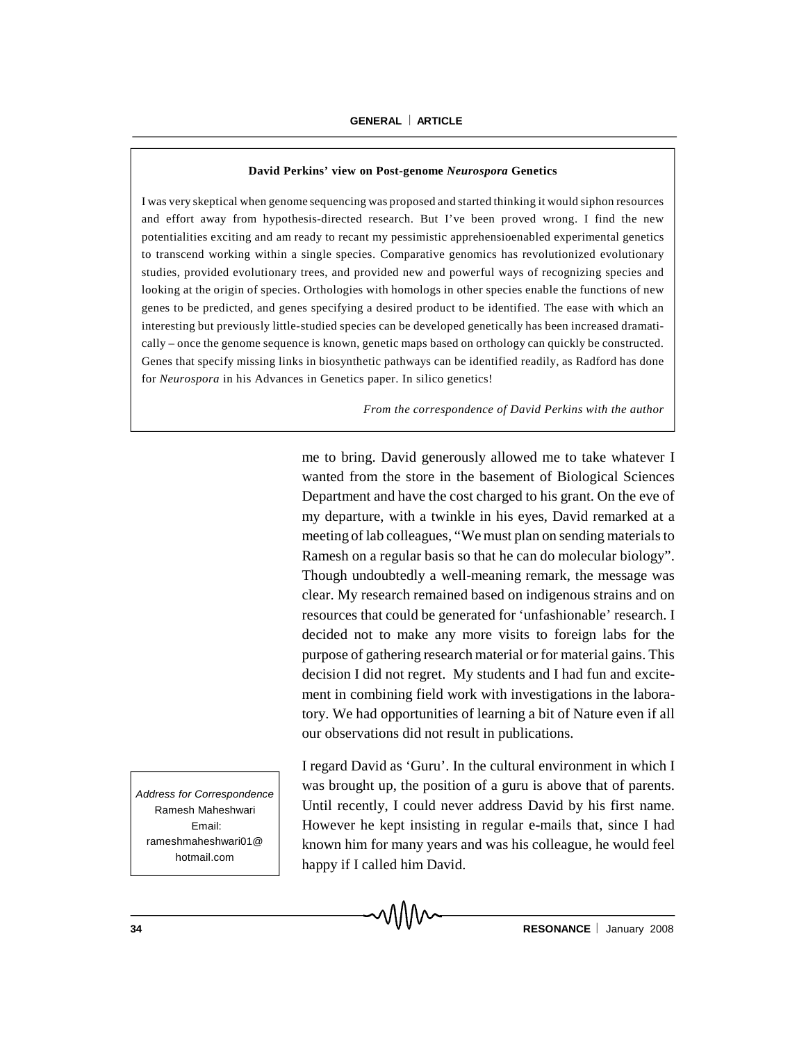**David Perkins' view on Post-genome *Neurospora* Genetics**

I was very skeptical when genome sequencing was proposed and started thinking it would siphon resources and effort away from hypothesis-directed research. But I've been proved wrong. I find the new potentialities exciting and am ready to recant my pessimistic apprehensioenabled experimental genetics to transcend working within a single species. Comparative genomics has revolutionized evolutionary studies, provided evolutionary trees, and provided new and powerful ways of recognizing species and looking at the origin of species. Orthologies with homologs in other species enable the functions of new genes to be predicted, and genes specifying a desired product to be identified. The ease with which an interesting but previously little-studied species can be developed genetically has been increased dramatically – once the genome sequence is known, genetic maps based on orthology can quickly be constructed. Genes that specify missing links in biosynthetic pathways can be identified readily, as Radford has done for *Neurospora* in his Advances in Genetics paper. In silico genetics!

*From the correspondence of David Perkins with the author*

me to bring. David generously allowed me to take whatever I wanted from the store in the basement of Biological Sciences Department and have the cost charged to his grant. On the eve of my departure, with a twinkle in his eyes, David remarked at a meeting of lab colleagues, "We must plan on sending materials to Ramesh on a regular basis so that he can do molecular biology". Though undoubtedly a well-meaning remark, the message was clear. My research remained based on indigenous strains and on resources that could be generated for 'unfashionable' research. I decided not to make any more visits to foreign labs for the purpose of gathering research material or for material gains. This decision I did not regret. My students and I had fun and excitement in combining field work with investigations in the laboratory. We had opportunities of learning a bit of Nature even if all our observations did not result in publications.

I regard David as 'Guru'. In the cultural environment in which I was brought up, the position of a guru is above that of parents. Until recently, I could never address David by his first name. However he kept insisting in regular e-mails that, since I had known him for many years and was his colleague, he would feel happy if I called him David.

*Address for Correspondence*
Ramesh Maheshwari
Email:
rameshmaheshwari01@hotmail.com